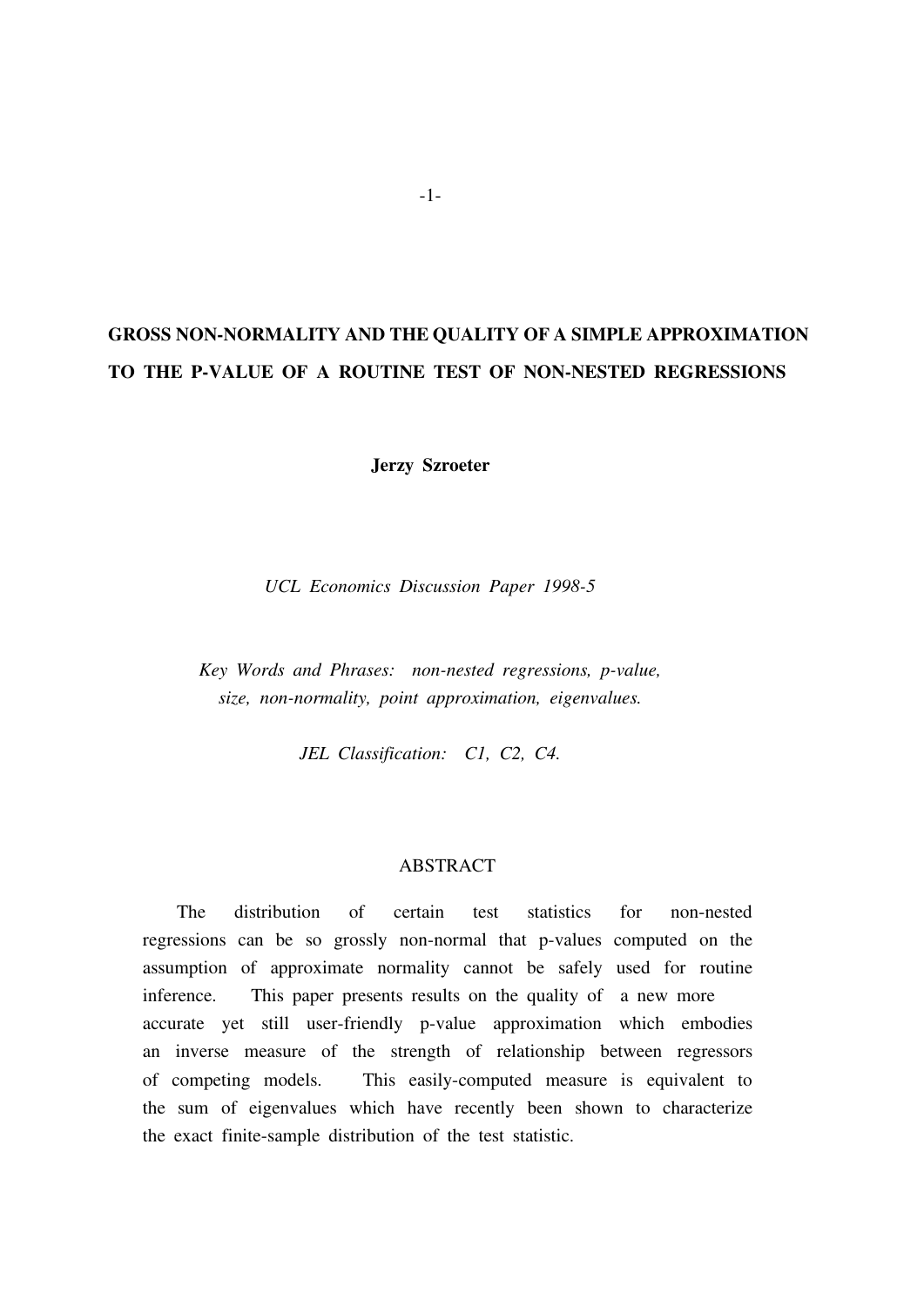# GROSS NON-NORMALITY AND THE QUALITY OF A SIMPLE APPROXIMATION TO THE P-VALUE OF A ROUTINE TEST OF NON-NESTED REGRESSIONS

**Jerzy Szroeter**

*UCL Economics Discussion Paper 1998-5*

*Key Words and Phrases: non-nested regressions, p-value, size, non-normality, point approximation, eigenvalues.*

*JEL Classification: C1, C2, C4.*

## ABSTRACT

The distribution of certain test statistics for non-nested regressions can be so grossly non-normal that p-values computed on the assumption of approximate normality cannot be safely used for routine inference. This paper presents results on the quality of a new more accurate yet still user-friendly p-value approximation which embodies an inverse measure of the strength of relationship between regressors of competing models. This easily-computed measure is equivalent to the sum of eigenvalues which have recently been shown to characterize the exact finite-sample distribution of the test statistic.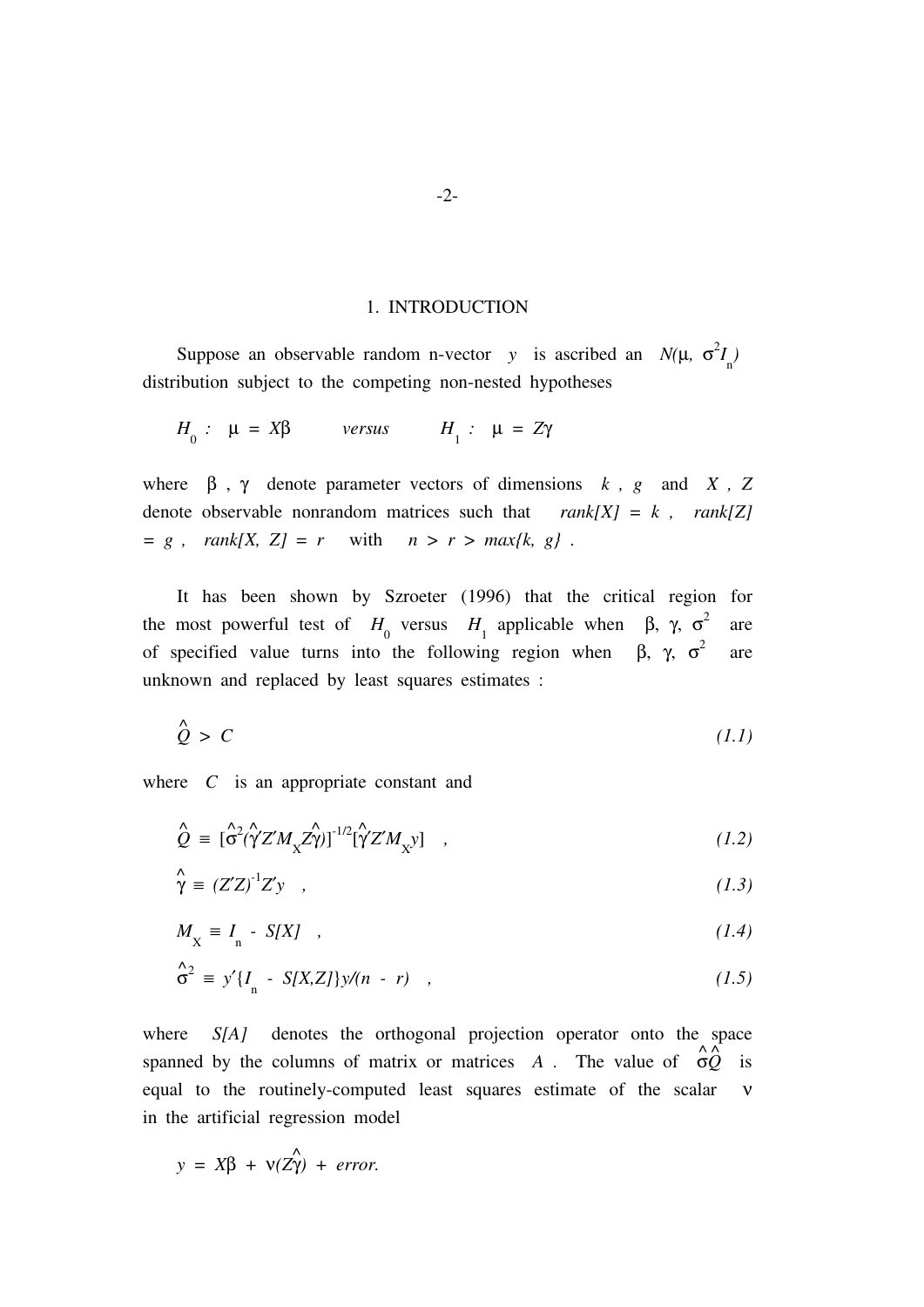# 1. INTRODUCTION

Suppose an observable random n-vector $y$ is ascribed an $N(\mu,\ \sigma^2 I_n)$ distribution subject to the competing non-nested hypotheses

$$H_0 :\ \ \mu = X\beta \qquad versus \qquad H_1 :\ \ \mu = Z\gamma$$

where $\beta$ , $\gamma$ denote parameter vectors of dimensions $k$ , $g$ and $X$ , $Z$ denote observable nonrandom matrices such that $rank[X] = k$ , $rank[Z] = g$ , $rank[X, Z] = r$ with $n > r > max\{k, g\}$ .

It has been shown by Szroeter (1996) that the critical region for the most powerful test of $H_0$ versus $H_1$ applicable when $\beta$, $\gamma$, $\sigma^2$ are of specified value turns into the following region when $\beta$, $\gamma$, $\sigma^2$ are unknown and replaced by least squares estimates :

$$\hat{Q} > C \tag{1.1}$$

where $C$ is an appropriate constant and

$$\hat{Q} \equiv [\hat{\sigma}^2(\hat{\gamma}'Z'M_X Z\hat{\gamma})]^{-1/2}[\hat{\gamma}'Z'M_X y] \quad , \tag{1.2}$$

$$\hat{\gamma} \equiv (Z'Z)^{-1}Z'y \quad , \tag{1.3}$$

$$M_X \equiv I_n - S[X] \quad , \tag{1.4}$$

$$\hat{\sigma}^2 \equiv y'\{I_n - S[X,Z]\}y/(n - r) \quad , \tag{1.5}$$

where $S[A]$ denotes the orthogonal projection operator onto the space spanned by the columns of matrix or matrices $A$ . The value of $\hat{\sigma}\hat{Q}$ is equal to the routinely-computed least squares estimate of the scalar $\nu$ in the artificial regression model

$$y = X\beta + \nu(Z\hat{\gamma}) + error.$$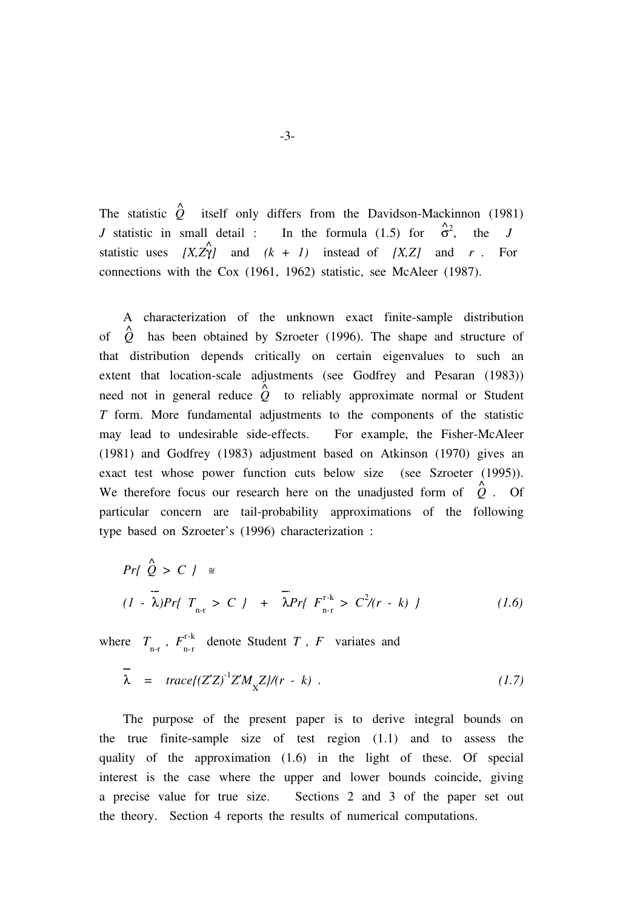The statistic $\hat{Q}$ itself only differs from the Davidson-Mackinnon (1981) $J$ statistic in small detail : In the formula (1.5) for $\hat{\sigma}^2$, the $J$ statistic uses $[X,Z\hat{\gamma}]$ and $(k + 1)$ instead of $[X,Z]$ and $r$ . For connections with the Cox (1961, 1962) statistic, see McAleer (1987).

A characterization of the unknown exact finite-sample distribution of $\hat{Q}$ has been obtained by Szroeter (1996). The shape and structure of that distribution depends critically on certain eigenvalues to such an extent that location-scale adjustments (see Godfrey and Pesaran (1983)) need not in general reduce $\hat{Q}$ to reliably approximate normal or Student $T$ form. More fundamental adjustments to the components of the statistic may lead to undesirable side-effects. For example, the Fisher-McAleer (1981) and Godfrey (1983) adjustment based on Atkinson (1970) gives an exact test whose power function cuts below size (see Szroeter (1995)). We therefore focus our research here on the unadjusted form of $\hat{Q}$ . Of particular concern are tail-probability approximations of the following type based on Szroeter's (1996) characterization :

$$Pr\{ \hat{Q} > C \} \cong$$

$$(1 - \bar{\lambda})Pr\{ T_{n-r} > C \} + \bar{\lambda}Pr\{ F^{r-k}_{n-r} > C^2/(r - k) \} \qquad (1.6)$$

where $T_{n-r}$ , $F^{r-k}_{n-r}$ denote Student $T$ , $F$ variates and

$$\bar{\lambda} = trace\{(Z'Z)^{-1}Z'M_X Z\}/(r - k) . \qquad (1.7)$$

The purpose of the present paper is to derive integral bounds on the true finite-sample size of test region (1.1) and to assess the quality of the approximation (1.6) in the light of these. Of special interest is the case where the upper and lower bounds coincide, giving a precise value for true size. Sections 2 and 3 of the paper set out the theory. Section 4 reports the results of numerical computations.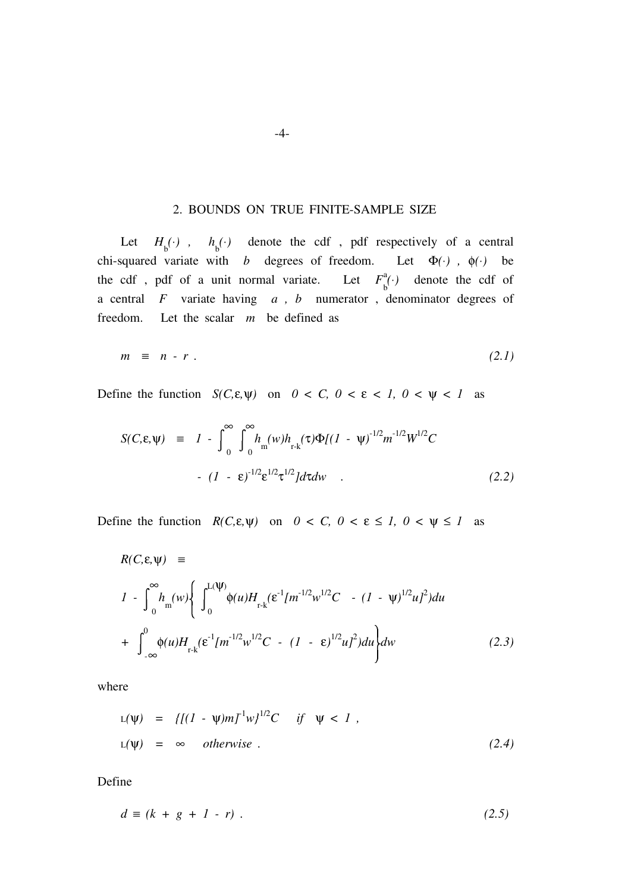## 2. BOUNDS ON TRUE FINITE-SAMPLE SIZE

Let $H_b(\cdot)$ , $h_b(\cdot)$ denote the cdf , pdf respectively of a central chi-squared variate with $b$ degrees of freedom. Let $\Phi(\cdot)$ , $\phi(\cdot)$ be the cdf , pdf of a unit normal variate. Let $F_b^a(\cdot)$ denote the cdf of a central $F$ variate having $a$ , $b$ numerator , denominator degrees of freedom. Let the scalar $m$ be defined as

$$m \;\equiv\; n - r \; . \tag{2.1}$$

Define the function $S(C,\varepsilon,\psi)$ on $0 < C,\ 0 < \varepsilon < 1,\ 0 < \psi < 1$ as

$$S(C,\varepsilon,\psi) \;\equiv\; 1 - \int_0^{\infty}\int_0^{\infty} h_m(w)h_{r-k}(\tau)\Phi[(1 - \psi)^{-1/2}m^{-1/2}W^{1/2}C - (1 - \varepsilon)^{-1/2}\varepsilon^{1/2}\tau^{1/2}]d\tau dw \quad . \tag{2.2}$$

Define the function $R(C,\varepsilon,\psi)$ on $0 < C,\ 0 < \varepsilon \leq 1,\ 0 < \psi \leq 1$ as

$$R(C,\varepsilon,\psi) \;\equiv$$

$$1 - \int_0^{\infty} h_m(w)\left\{ \int_0^{L(\psi)} \phi(u)H_{r-k}(\varepsilon^{-1}[m^{-1/2}w^{1/2}C - (1 - \psi)^{1/2}u]^2)du + \int_{-\infty}^{0} \phi(u)H_{r-k}(\varepsilon^{-1}[m^{-1/2}w^{1/2}C - (1 - \varepsilon)^{1/2}u]^2)du \right\}dw \tag{2.3}$$

where

$$L(\psi) \;=\; \{[(1 - \psi)m]^{-1}w\}^{1/2}C \quad \textit{if} \quad \psi < 1 \; ,$$

$$L(\psi) \;=\; \infty \quad \textit{otherwise} \; . \tag{2.4}$$

Define

$$d \equiv (k + g + 1 - r) \; . \tag{2.5}$$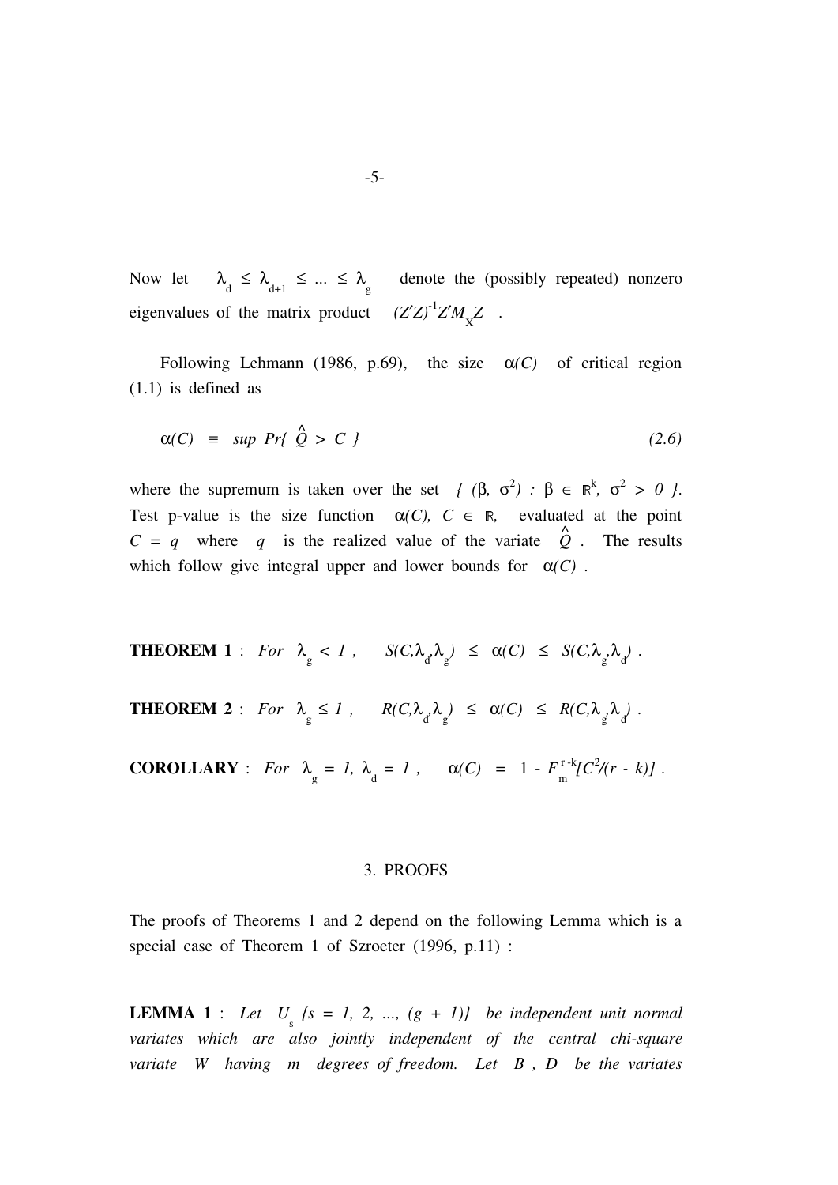Now let $\lambda_d \leq \lambda_{d+1} \leq \ldots \leq \lambda_g$ denote the (possibly repeated) nonzero eigenvalues of the matrix product $(Z'Z)^{-1}Z'M_XZ$ .

Following Lehmann (1986, p.69), the size $\alpha(C)$ of critical region (1.1) is defined as

$$\alpha(C) \equiv sup\ Pr\{ \hat{Q} > C \} \tag{2.6}$$

where the supremum is taken over the set $\{ (\beta, \sigma^2) : \beta \in \mathbb{R}^k, \sigma^2 > 0 \}$. Test p-value is the size function $\alpha(C),\ C \in \mathbb{R}$, evaluated at the point $C = q$ where $q$ is the realized value of the variate $\hat{Q}$ . The results which follow give integral upper and lower bounds for $\alpha(C)$ .

**THEOREM 1** : *For* $\lambda_g < 1$ , $\quad S(C,\lambda_d,\lambda_g) \leq \alpha(C) \leq S(C,\lambda_g,\lambda_d)$ .

**THEOREM 2** : *For* $\lambda_g \leq 1$ , $\quad R(C,\lambda_d,\lambda_g) \leq \alpha(C) \leq R(C,\lambda_g,\lambda_d)$ .

**COROLLARY** : *For* $\lambda_g = 1, \lambda_d = 1$ , $\quad \alpha(C) = 1 - F_m^{r-k}[C^2/(r-k)]$ .

## 3. PROOFS

The proofs of Theorems 1 and 2 depend on the following Lemma which is a special case of Theorem 1 of Szroeter (1996, p.11) :

**LEMMA 1** : *Let* $U_s$ $\{s = 1, 2, \ldots, (g + 1)\}$ *be independent unit normal variates which are also jointly independent of the central chi-square variate* $W$ *having* $m$ *degrees of freedom. Let* $B$ , $D$ *be the variates*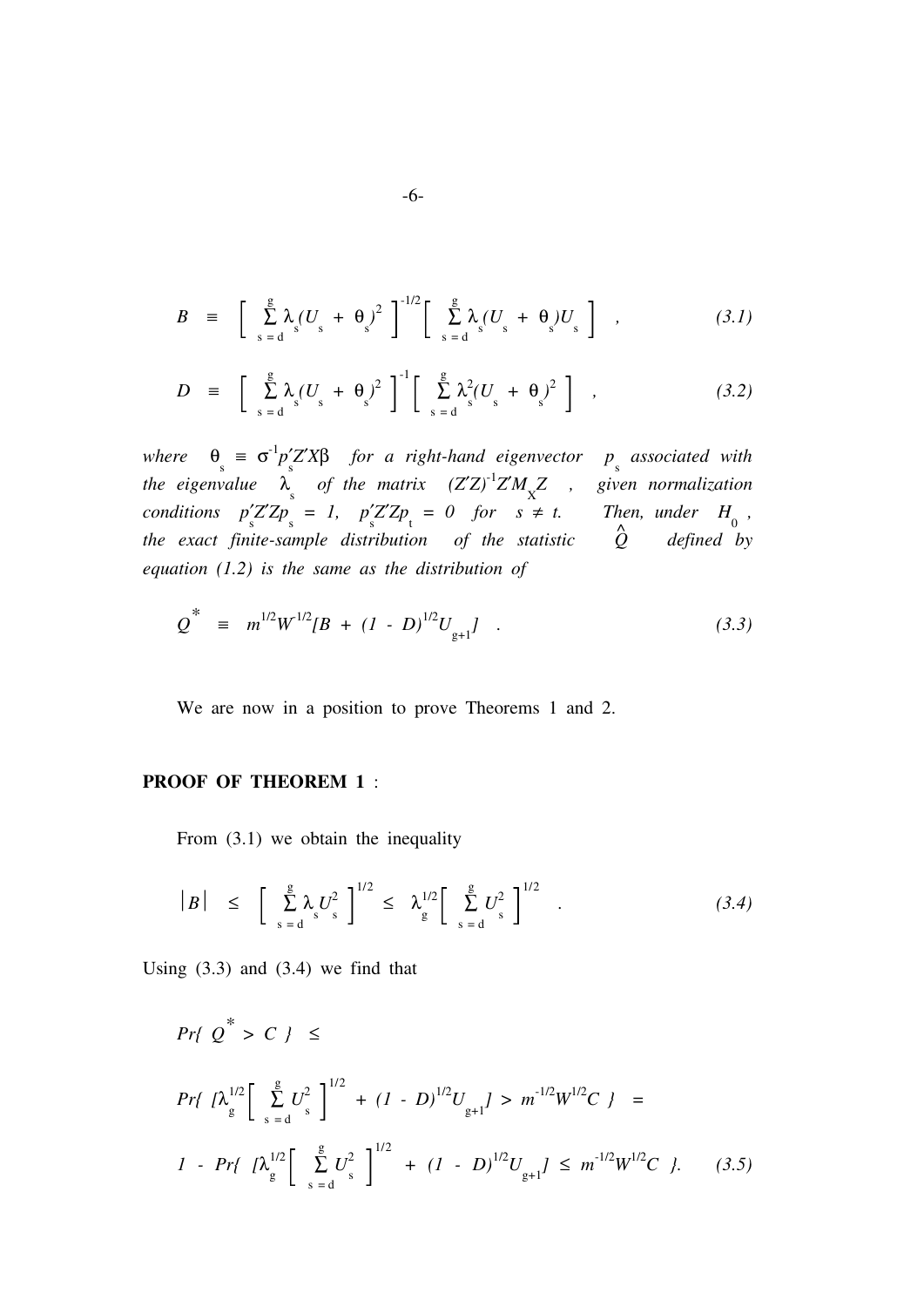$$B \equiv \left[ \sum_{s=d}^{g} \lambda_s (U_s + \theta_s)^2 \right]^{-1/2} \left[ \sum_{s=d}^{g} \lambda_s (U_s + \theta_s) U_s \right] \quad , \tag{3.1}$$

$$D \equiv \left[ \sum_{s=d}^{g} \lambda_s (U_s + \theta_s)^2 \right]^{-1} \left[ \sum_{s=d}^{g} \lambda_s^2 (U_s + \theta_s)^2 \right] \quad , \tag{3.2}$$

*where* $\theta_s \equiv \sigma^{-1} p_s' Z' X \beta$ *for a right-hand eigenvector* $p_s$ *associated with the eigenvalue* $\lambda_s$ *of the matrix* $(Z'Z)^{-1} Z' M_X Z$ *, given normalization conditions* $p_s' Z' Z p_s = 1$, $p_s' Z' Z p_t = 0$ *for* $s \neq t$. *Then, under* $H_0$ *, the exact finite-sample distribution of the statistic* $\hat{Q}$ *defined by equation (1.2) is the same as the distribution of*

$$Q^* \equiv m^{1/2} W^{-1/2} [B + (1 - D)^{1/2} U_{g+1}] \quad . \tag{3.3}$$

We are now in a position to prove Theorems 1 and 2.

**PROOF OF THEOREM 1** :

From (3.1) we obtain the inequality

$$|B| \leq \left[ \sum_{s=d}^{g} \lambda_s U_s^2 \right]^{1/2} \leq \lambda_g^{1/2} \left[ \sum_{s=d}^{g} U_s^2 \right]^{1/2} \quad . \tag{3.4}$$

Using (3.3) and (3.4) we find that

$$Pr\{ Q^* > C \} \leq$$

$$Pr\{ [\lambda_g^{1/2} \left[ \sum_{s=d}^{g} U_s^2 \right]^{1/2} + (1 - D)^{1/2} U_{g+1}] > m^{-1/2} W^{1/2} C \} =$$

$$1 - Pr\{ [\lambda_g^{1/2} \left[ \sum_{s=d}^{g} U_s^2 \right]^{1/2} + (1 - D)^{1/2} U_{g+1}] \leq m^{-1/2} W^{1/2} C \}. \tag{3.5}$$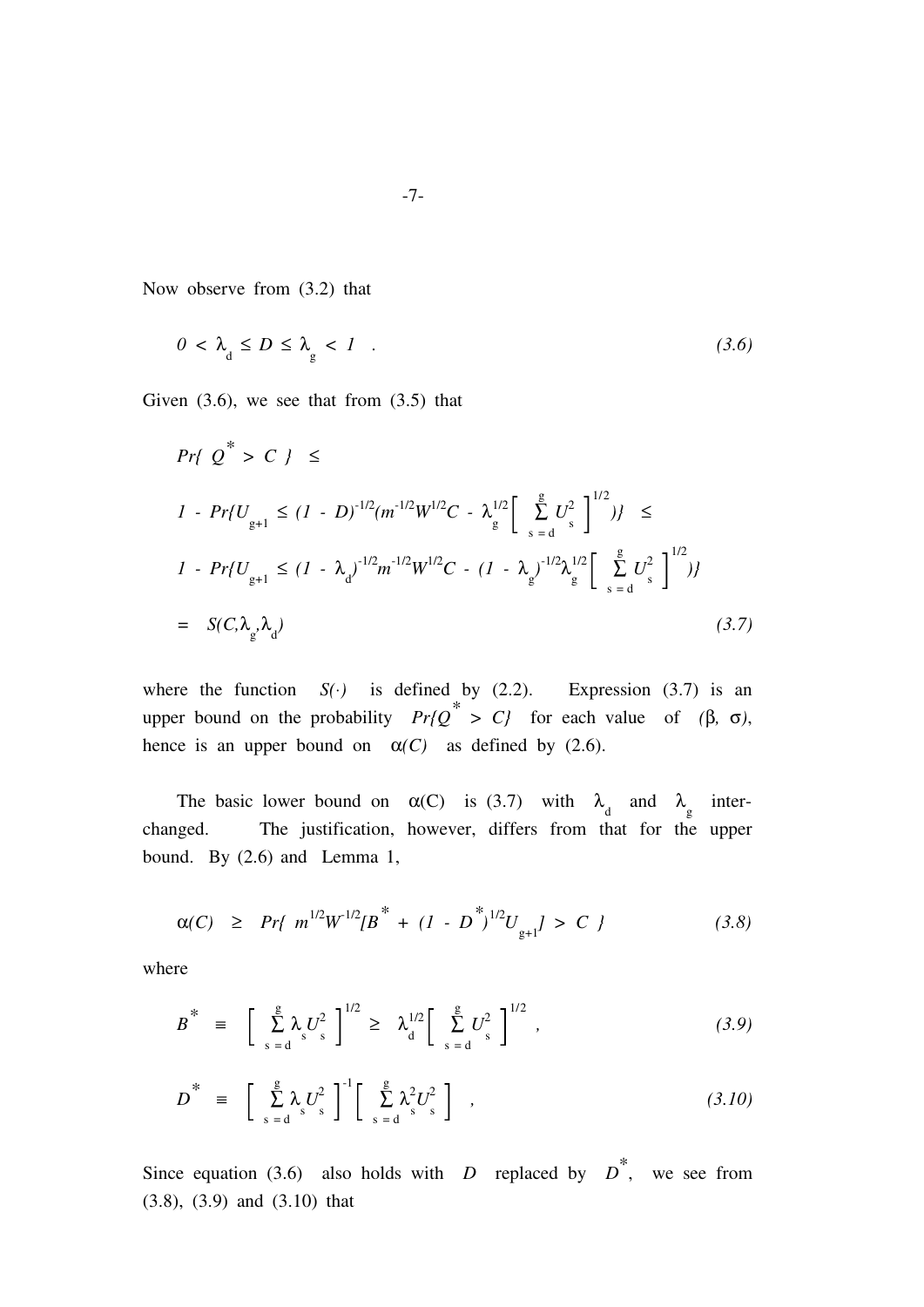Now observe from (3.2) that

$$0 < \lambda_d \leq D \leq \lambda_g < 1 \quad . \tag{3.6}$$

Given (3.6), we see that from (3.5) that

$$
\begin{aligned}
&Pr\{\ Q^* > C\ \} \ \leq \\
&1 - Pr\{U_{g+1} \leq (1 - D)^{-1/2}(m^{-1/2}W^{1/2}C - \lambda_g^{1/2}\Big[\sum_{s=d}^{g} U_s^2\Big]^{1/2})\} \ \leq \\
&1 - Pr\{U_{g+1} \leq (1 - \lambda_d)^{-1/2}m^{-1/2}W^{1/2}C - (1 - \lambda_g)^{-1/2}\lambda_g^{1/2}\Big[\sum_{s=d}^{g} U_s^2\Big]^{1/2})\} \\
&= \ S(C,\lambda_g,\lambda_d)
\end{aligned}
\tag{3.7}
$$

where the function $S(\cdot)$ is defined by (2.2). Expression (3.7) is an upper bound on the probability $Pr\{Q^* > C\}$ for each value of $(\beta, \sigma)$, hence is an upper bound on $\alpha(C)$ as defined by (2.6).

The basic lower bound on $\alpha(C)$ is (3.7) with $\lambda_d$ and $\lambda_g$ interchanged. The justification, however, differs from that for the upper bound. By (2.6) and Lemma 1,

$$\alpha(C) \ \geq \ Pr\{\ m^{1/2}W^{-1/2}[B^* + (1 - D^*)^{1/2}U_{g+1}] > C\ \} \tag{3.8}$$

where

$$B^* \ \equiv \ \Big[\sum_{s=d}^{g} \lambda_s U_s^2\Big]^{1/2} \geq \ \lambda_d^{1/2}\Big[\sum_{s=d}^{g} U_s^2\Big]^{1/2} , \tag{3.9}$$

$$D^* \ \equiv \ \Big[\sum_{s=d}^{g} \lambda_s U_s^2\Big]^{-1}\Big[\sum_{s=d}^{g} \lambda_s^2 U_s^2\Big] \quad , \tag{3.10}$$

Since equation (3.6) also holds with $D$ replaced by $D^*$, we see from (3.8), (3.9) and (3.10) that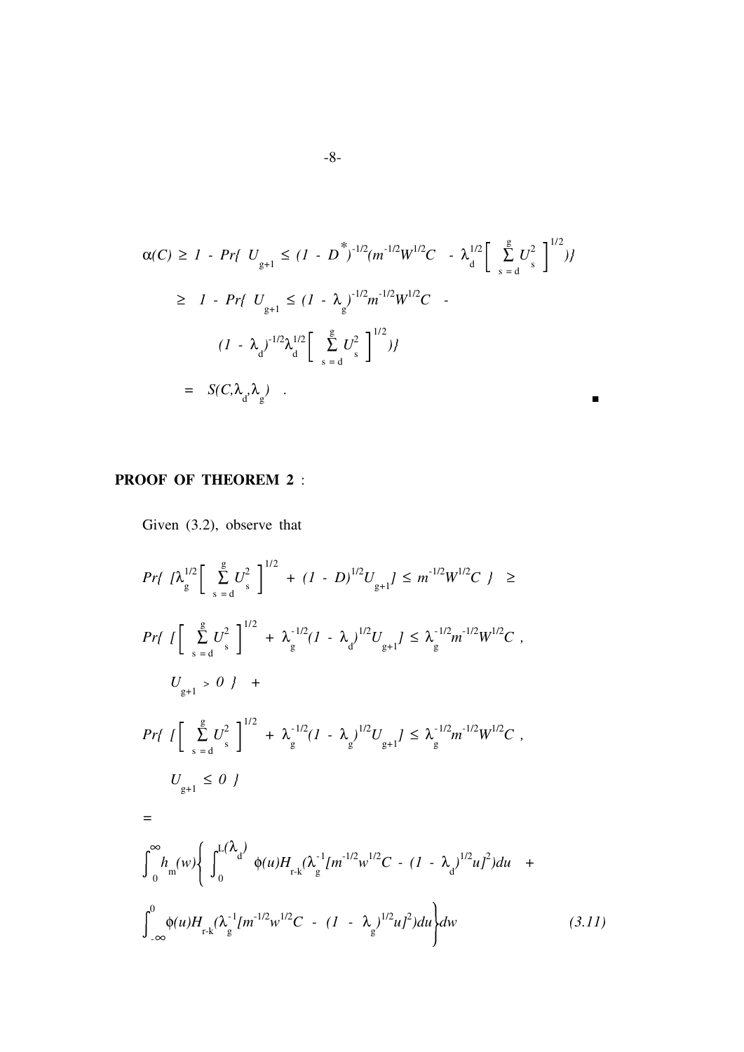$$\alpha(C) \geq 1 - Pr\{ U_{g+1} \leq (1 - D^{*})^{-1/2}(m^{-1/2}W^{1/2}C - \lambda_d^{1/2}\left[ \sum_{s=d}^{g} U_s^2 \right]^{1/2})\}$$

$$\geq 1 - Pr\{ U_{g+1} \leq (1 - \lambda_g)^{-1/2}m^{-1/2}W^{1/2}C - (1 - \lambda_d)^{-1/2}\lambda_d^{1/2}\left[ \sum_{s=d}^{g} U_s^2 \right]^{1/2})\}$$

$$= S(C, \lambda_d, \lambda_g) \quad . \qquad \blacksquare$$

**PROOF OF THEOREM 2** :

Given (3.2), observe that

$$Pr\{ [\lambda_g^{1/2}\left[ \sum_{s=d}^{g} U_s^2 \right]^{1/2} + (1 - D)^{1/2}U_{g+1}] \leq m^{-1/2}W^{1/2}C \} \geq$$

$$Pr\{ [\left[ \sum_{s=d}^{g} U_s^2 \right]^{1/2} + \lambda_g^{-1/2}(1 - \lambda_d)^{1/2}U_{g+1}] \leq \lambda_g^{-1/2}m^{-1/2}W^{1/2}C \, , \; U_{g+1} > 0 \} +$$

$$Pr\{ [\left[ \sum_{s=d}^{g} U_s^2 \right]^{1/2} + \lambda_g^{-1/2}(1 - \lambda_g)^{1/2}U_{g+1}] \leq \lambda_g^{-1/2}m^{-1/2}W^{1/2}C \, , \; U_{g+1} \leq 0 \}$$

$$= \int_0^\infty h_m(w)\left\{ \int_0^{L(\lambda_d)} \phi(u)H_{r-k}(\lambda_g^{-1}[m^{-1/2}w^{1/2}C - (1 - \lambda_d)^{1/2}u]^2)du + \int_{-\infty}^0 \phi(u)H_{r-k}(\lambda_g^{-1}[m^{-1/2}w^{1/2}C - (1 - \lambda_g)^{1/2}u]^2)du \right\}dw \qquad (3.11)$$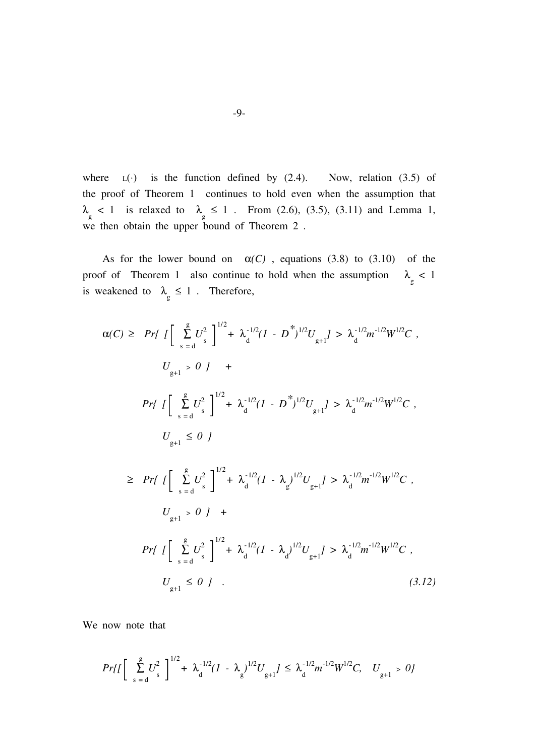where $L(\cdot)$ is the function defined by (2.4). Now, relation (3.5) of the proof of Theorem 1 continues to hold even when the assumption that $\lambda_g < 1$ is relaxed to $\lambda_g \le 1$. From (2.6), (3.5), (3.11) and Lemma 1, we then obtain the upper bound of Theorem 2 .

As for the lower bound on $\alpha(C)$ , equations (3.8) to (3.10) of the proof of Theorem 1 also continue to hold when the assumption $\lambda_g < 1$ is weakened to $\lambda_g \le 1$ . Therefore,

$$
\begin{aligned}
\alpha(C) \ge\ & Pr\{ \Big[ \Big[ \sum_{s=d}^{g} U_s^2 \Big]^{1/2} + \lambda_d^{-1/2}(1 - D^*)^{1/2} U_{g+1} \Big] > \lambda_d^{-1/2} m^{-1/2} W^{1/2} C \ , \\
& \quad U_{g+1} > 0 \ \} \quad + \\
& Pr\{ \Big[ \Big[ \sum_{s=d}^{g} U_s^2 \Big]^{1/2} + \lambda_d^{-1/2}(1 - D^*)^{1/2} U_{g+1} \Big] > \lambda_d^{-1/2} m^{-1/2} W^{1/2} C \ , \\
& \quad U_{g+1} \le 0 \ \} \\
\ge\ & Pr\{ \Big[ \Big[ \sum_{s=d}^{g} U_s^2 \Big]^{1/2} + \lambda_d^{-1/2}(1 - \lambda_g)^{1/2} U_{g+1} \Big] > \lambda_d^{-1/2} m^{-1/2} W^{1/2} C \ , \\
& \quad U_{g+1} > 0 \ \} \quad + \\
& Pr\{ \Big[ \Big[ \sum_{s=d}^{g} U_s^2 \Big]^{1/2} + \lambda_d^{-1/2}(1 - \lambda_d)^{1/2} U_{g+1} \Big] > \lambda_d^{-1/2} m^{-1/2} W^{1/2} C \ , \\
& \quad U_{g+1} \le 0 \ \} \ . \qquad\qquad (3.12)
\end{aligned}
$$

We now note that

$$
Pr\{\Big[ \Big[ \sum_{s=d}^{g} U_s^2 \Big]^{1/2} + \lambda_d^{-1/2}(1 - \lambda_g)^{1/2} U_{g+1} \Big] \le \lambda_d^{-1/2} m^{-1/2} W^{1/2} C, \quad U_{g+1} > 0\}
$$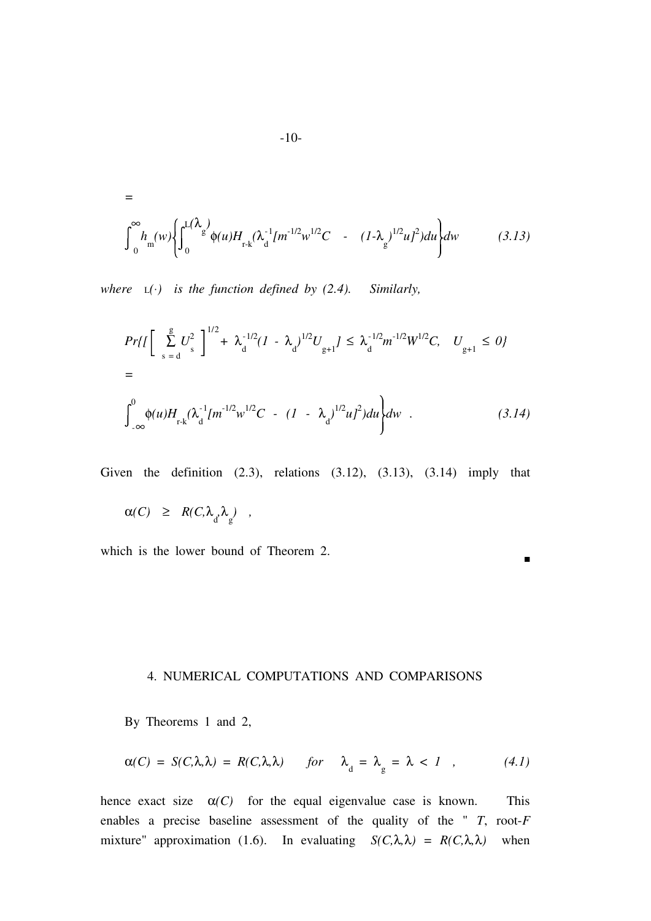$$=$$

$$\int_0^{\infty} h_m(w)\left\{\int_0^{L(\lambda_g)} \phi(u) H_{r-k}(\lambda_d^{-1}[m^{-1/2}w^{1/2}C \ - \ (1-\lambda_g)^{1/2}u]^2)du\right\}dw \tag{3.13}$$

*where* $L(\cdot)$ *is the function defined by (2.4). Similarly,*

$$Pr\{[\left[\sum_{s=d}^{g} U_s^2\right]^{1/2} + \lambda_d^{-1/2}(1 - \lambda_d)^{1/2}U_{g+1}] \leq \lambda_d^{-1/2}m^{-1/2}W^{1/2}C, \quad U_{g+1} \leq 0\}$$

$$=$$

$$\int_{-\infty}^{0} \phi(u) H_{r-k}(\lambda_d^{-1}[m^{-1/2}w^{1/2}C \ - \ (1 \ - \ \lambda_d)^{1/2}u]^2)du\Bigg\}dw \ . \tag{3.14}$$

Given the definition (2.3), relations (3.12), (3.13), (3.14) imply that

$$\alpha(C) \ \geq \ R(C,\lambda_d,\lambda_g) \ ,$$

which is the lower bound of Theorem 2. ∎

## 4. NUMERICAL COMPUTATIONS AND COMPARISONS

By Theorems 1 and 2,

$$\alpha(C) = S(C,\lambda,\lambda) = R(C,\lambda,\lambda) \qquad for \quad \lambda_d = \lambda_g = \lambda < 1 \ , \tag{4.1}$$

hence exact size $\alpha(C)$ for the equal eigenvalue case is known. This enables a precise baseline assessment of the quality of the " *T*, root-*F* mixture" approximation (1.6). In evaluating $S(C,\lambda,\lambda) = R(C,\lambda,\lambda)$ when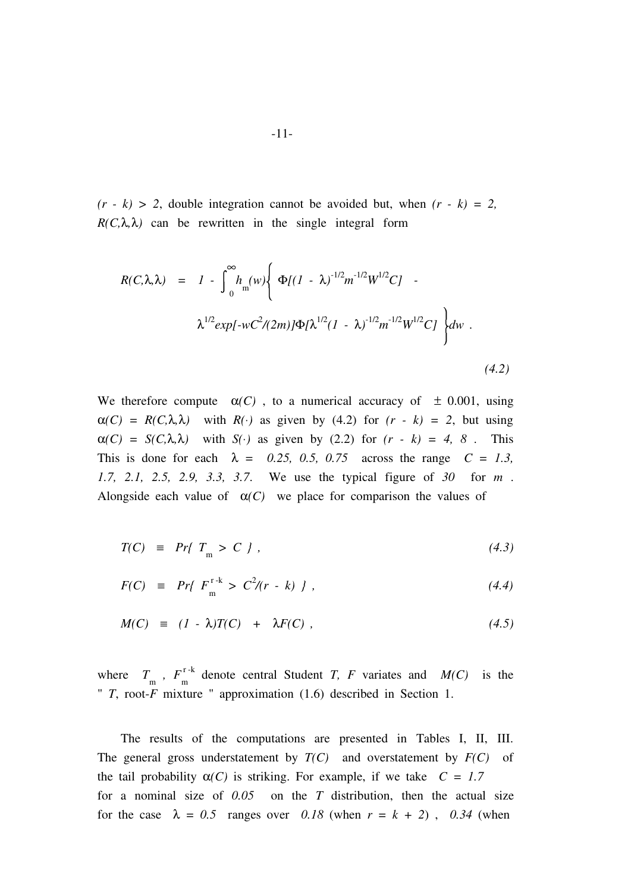$(r - k) > 2$, double integration cannot be avoided but, when $(r - k) = 2$, $R(C,\lambda,\lambda)$ can be rewritten in the single integral form

$$R(C,\lambda,\lambda) \;=\; 1 - \int_0^\infty h_m(w) \Big\{ \Phi[(1 - \lambda)^{-1/2} m^{-1/2} W^{1/2} C] \;-\; \lambda^{1/2} exp[-wC^2/(2m)] \Phi[\lambda^{1/2}(1 - \lambda)^{-1/2} m^{-1/2} W^{1/2} C] \Big\} dw \;. \tag{4.2}$$

We therefore compute $\alpha(C)$, to a numerical accuracy of $\pm$ 0.001, using $\alpha(C) = R(C,\lambda,\lambda)$ with $R(\cdot)$ as given by (4.2) for $(r - k) = 2$, but using $\alpha(C) = S(C,\lambda,\lambda)$ with $S(\cdot)$ as given by (2.2) for $(r - k) = 4, 8$. This This is done for each $\lambda = 0.25, 0.5, 0.75$ across the range $C = 1.3, 1.7, 2.1, 2.5, 2.9, 3.3, 3.7$. We use the typical figure of $30$ for $m$. Alongside each value of $\alpha(C)$ we place for comparison the values of

$$T(C) \;\equiv\; Pr\{\, T_m > C \,\} \;, \tag{4.3}$$

$$F(C) \;\equiv\; Pr\{\, F_m^{r-k} > C^2/(r - k) \,\} \;, \tag{4.4}$$

$$M(C) \;\equiv\; (1 - \lambda)T(C) \;+\; \lambda F(C) \;, \tag{4.5}$$

where $T_m$, $F_m^{r-k}$ denote central Student $T$, $F$ variates and $M(C)$ is the " $T$, root-$F$ mixture " approximation (1.6) described in Section 1.

The results of the computations are presented in Tables I, II, III. The general gross understatement by $T(C)$ and overstatement by $F(C)$ of the tail probability $\alpha(C)$ is striking. For example, if we take $C = 1.7$ for a nominal size of $0.05$ on the $T$ distribution, then the actual size for the case $\lambda = 0.5$ ranges over $0.18$ (when $r = k + 2$), $0.34$ (when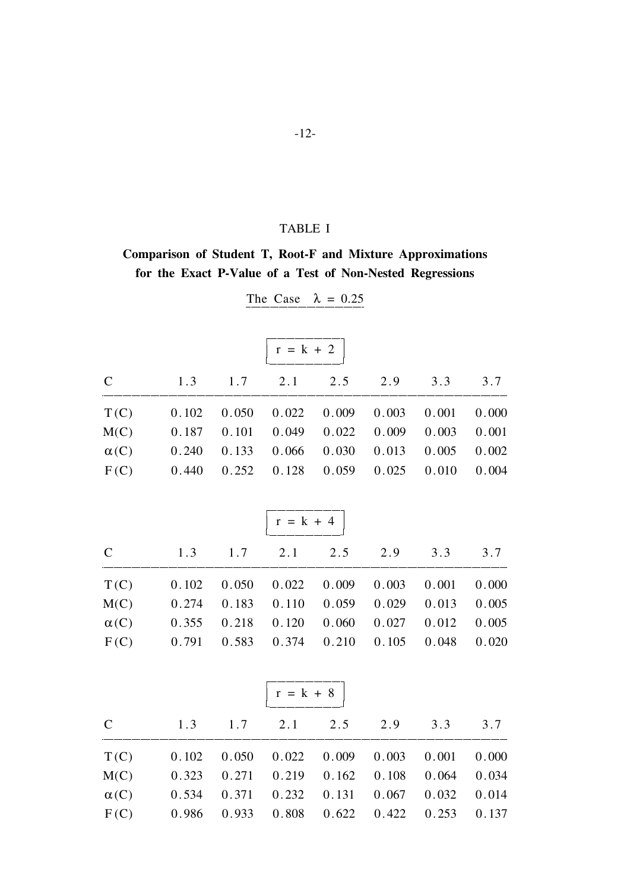TABLE I

**Comparison of Student T, Root-F and Mixture Approximations for the Exact P-Value of a Test of Non-Nested Regressions**

The Case $\lambda = 0.25$

$r = k + 2$

| C | 1.3 | 1.7 | 2.1 | 2.5 | 2.9 | 3.3 | 3.7 |
|---|---|---|---|---|---|---|---|
| T(C) | 0.102 | 0.050 | 0.022 | 0.009 | 0.003 | 0.001 | 0.000 |
| M(C) | 0.187 | 0.101 | 0.049 | 0.022 | 0.009 | 0.003 | 0.001 |
| $\alpha$(C) | 0.240 | 0.133 | 0.066 | 0.030 | 0.013 | 0.005 | 0.002 |
| F(C) | 0.440 | 0.252 | 0.128 | 0.059 | 0.025 | 0.010 | 0.004 |

$r = k + 4$

| C | 1.3 | 1.7 | 2.1 | 2.5 | 2.9 | 3.3 | 3.7 |
|---|---|---|---|---|---|---|---|
| T(C) | 0.102 | 0.050 | 0.022 | 0.009 | 0.003 | 0.001 | 0.000 |
| M(C) | 0.274 | 0.183 | 0.110 | 0.059 | 0.029 | 0.013 | 0.005 |
| $\alpha$(C) | 0.355 | 0.218 | 0.120 | 0.060 | 0.027 | 0.012 | 0.005 |
| F(C) | 0.791 | 0.583 | 0.374 | 0.210 | 0.105 | 0.048 | 0.020 |

$r = k + 8$

| C | 1.3 | 1.7 | 2.1 | 2.5 | 2.9 | 3.3 | 3.7 |
|---|---|---|---|---|---|---|---|
| T(C) | 0.102 | 0.050 | 0.022 | 0.009 | 0.003 | 0.001 | 0.000 |
| M(C) | 0.323 | 0.271 | 0.219 | 0.162 | 0.108 | 0.064 | 0.034 |
| $\alpha$(C) | 0.534 | 0.371 | 0.232 | 0.131 | 0.067 | 0.032 | 0.014 |
| F(C) | 0.986 | 0.933 | 0.808 | 0.622 | 0.422 | 0.253 | 0.137 |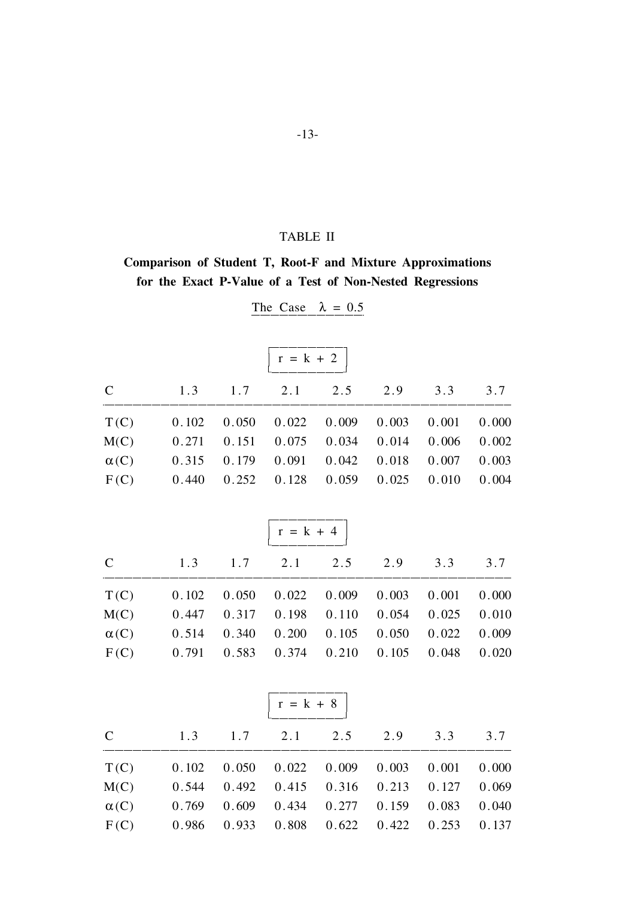TABLE II

**Comparison of Student T, Root-F and Mixture Approximations for the Exact P-Value of a Test of Non-Nested Regressions**

The Case $\lambda = 0.5$

$r = k + 2$

| C | 1.3 | 1.7 | 2.1 | 2.5 | 2.9 | 3.3 | 3.7 |
|---|---|---|---|---|---|---|---|
| T(C) | 0.102 | 0.050 | 0.022 | 0.009 | 0.003 | 0.001 | 0.000 |
| M(C) | 0.271 | 0.151 | 0.075 | 0.034 | 0.014 | 0.006 | 0.002 |
| $\alpha$(C) | 0.315 | 0.179 | 0.091 | 0.042 | 0.018 | 0.007 | 0.003 |
| F(C) | 0.440 | 0.252 | 0.128 | 0.059 | 0.025 | 0.010 | 0.004 |

$r = k + 4$

| C | 1.3 | 1.7 | 2.1 | 2.5 | 2.9 | 3.3 | 3.7 |
|---|---|---|---|---|---|---|---|
| T(C) | 0.102 | 0.050 | 0.022 | 0.009 | 0.003 | 0.001 | 0.000 |
| M(C) | 0.447 | 0.317 | 0.198 | 0.110 | 0.054 | 0.025 | 0.010 |
| $\alpha$(C) | 0.514 | 0.340 | 0.200 | 0.105 | 0.050 | 0.022 | 0.009 |
| F(C) | 0.791 | 0.583 | 0.374 | 0.210 | 0.105 | 0.048 | 0.020 |

$r = k + 8$

| C | 1.3 | 1.7 | 2.1 | 2.5 | 2.9 | 3.3 | 3.7 |
|---|---|---|---|---|---|---|---|
| T(C) | 0.102 | 0.050 | 0.022 | 0.009 | 0.003 | 0.001 | 0.000 |
| M(C) | 0.544 | 0.492 | 0.415 | 0.316 | 0.213 | 0.127 | 0.069 |
| $\alpha$(C) | 0.769 | 0.609 | 0.434 | 0.277 | 0.159 | 0.083 | 0.040 |
| F(C) | 0.986 | 0.933 | 0.808 | 0.622 | 0.422 | 0.253 | 0.137 |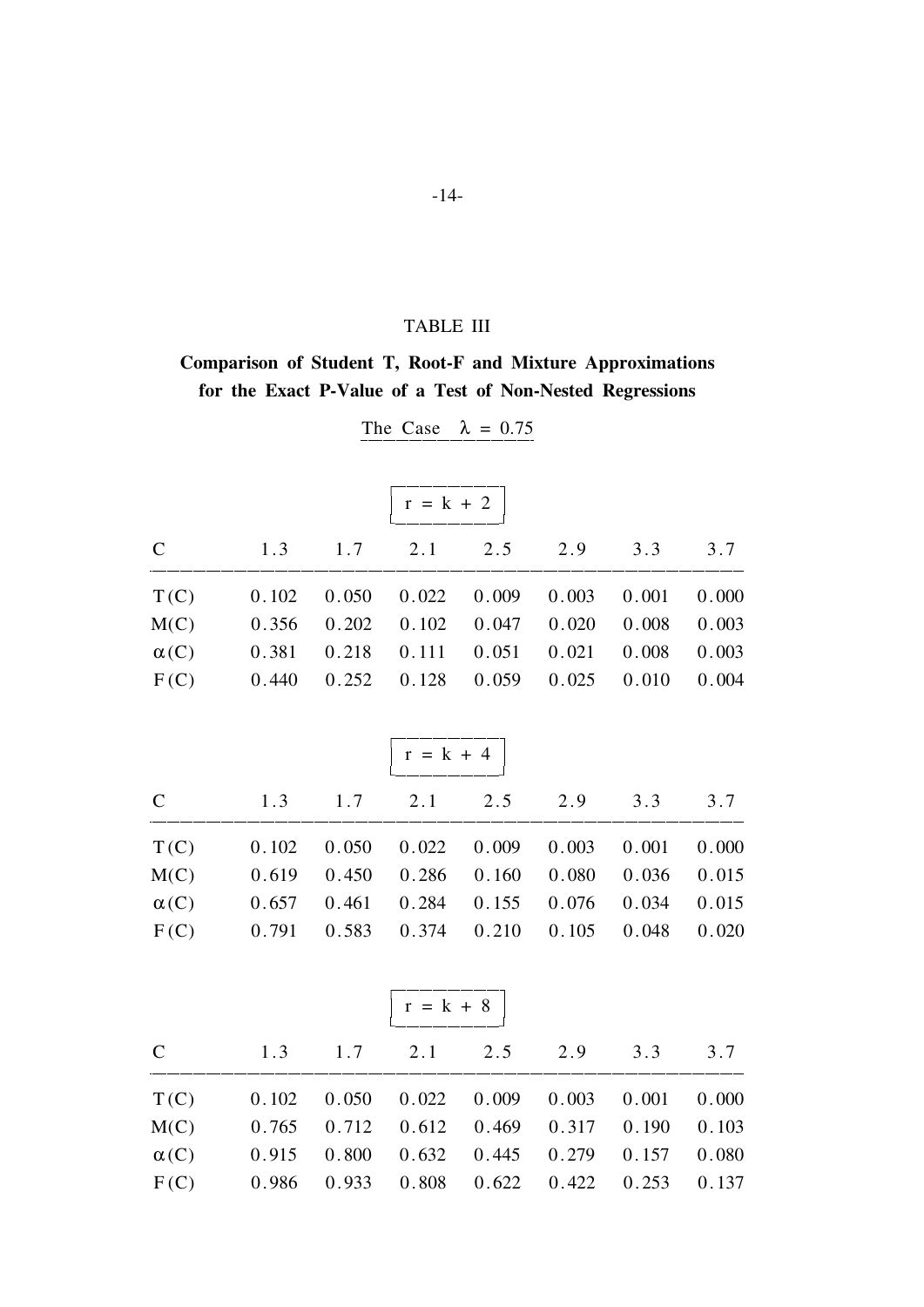## TABLE III

**Comparison of Student T, Root-F and Mixture Approximations for the Exact P-Value of a Test of Non-Nested Regressions**

The Case $\lambda = 0.75$

$r = k + 2$

| C | 1.3 | 1.7 | 2.1 | 2.5 | 2.9 | 3.3 | 3.7 |
|---|---|---|---|---|---|---|---|
| T(C) | 0.102 | 0.050 | 0.022 | 0.009 | 0.003 | 0.001 | 0.000 |
| M(C) | 0.356 | 0.202 | 0.102 | 0.047 | 0.020 | 0.008 | 0.003 |
| $\alpha$(C) | 0.381 | 0.218 | 0.111 | 0.051 | 0.021 | 0.008 | 0.003 |
| F(C) | 0.440 | 0.252 | 0.128 | 0.059 | 0.025 | 0.010 | 0.004 |

$r = k + 4$

| C | 1.3 | 1.7 | 2.1 | 2.5 | 2.9 | 3.3 | 3.7 |
|---|---|---|---|---|---|---|---|
| T(C) | 0.102 | 0.050 | 0.022 | 0.009 | 0.003 | 0.001 | 0.000 |
| M(C) | 0.619 | 0.450 | 0.286 | 0.160 | 0.080 | 0.036 | 0.015 |
| $\alpha$(C) | 0.657 | 0.461 | 0.284 | 0.155 | 0.076 | 0.034 | 0.015 |
| F(C) | 0.791 | 0.583 | 0.374 | 0.210 | 0.105 | 0.048 | 0.020 |

$r = k + 8$

| C | 1.3 | 1.7 | 2.1 | 2.5 | 2.9 | 3.3 | 3.7 |
|---|---|---|---|---|---|---|---|
| T(C) | 0.102 | 0.050 | 0.022 | 0.009 | 0.003 | 0.001 | 0.000 |
| M(C) | 0.765 | 0.712 | 0.612 | 0.469 | 0.317 | 0.190 | 0.103 |
| $\alpha$(C) | 0.915 | 0.800 | 0.632 | 0.445 | 0.279 | 0.157 | 0.080 |
| F(C) | 0.986 | 0.933 | 0.808 | 0.622 | 0.422 | 0.253 | 0.137 |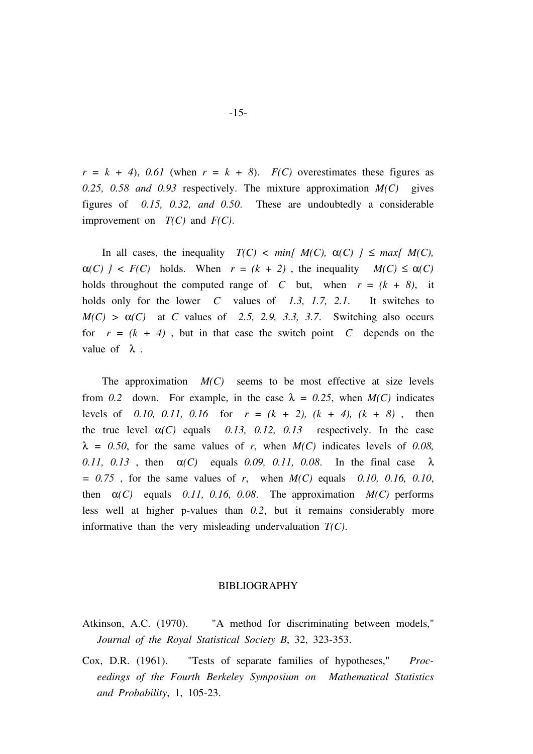$r = k + 4$), $0.61$ (when $r = k + 8$). $F(C)$ overestimates these figures as $0.25$, $0.58$ and $0.93$ respectively. The mixture approximation $M(C)$ gives figures of $0.15$, $0.32$, and $0.50$. These are undoubtedly a considerable improvement on $T(C)$ and $F(C)$.

In all cases, the inequality $T(C) < min\{ M(C), \alpha(C) \} \leq max\{ M(C), \alpha(C) \} < F(C)$ holds. When $r = (k + 2)$, the inequality $M(C) \leq \alpha(C)$ holds throughout the computed range of $C$ but, when $r = (k + 8)$, it holds only for the lower $C$ values of $1.3$, $1.7$, $2.1$. It switches to $M(C) > \alpha(C)$ at $C$ values of $2.5$, $2.9$, $3.3$, $3.7$. Switching also occurs for $r = (k + 4)$, but in that case the switch point $C$ depends on the value of $\lambda$.

The approximation $M(C)$ seems to be most effective at size levels from $0.2$ down. For example, in the case $\lambda = 0.25$, when $M(C)$ indicates levels of $0.10$, $0.11$, $0.16$ for $r = (k + 2), (k + 4), (k + 8)$, then the true level $\alpha(C)$ equals $0.13$, $0.12$, $0.13$ respectively. In the case $\lambda = 0.50$, for the same values of $r$, when $M(C)$ indicates levels of $0.08$, $0.11$, $0.13$, then $\alpha(C)$ equals $0.09$, $0.11$, $0.08$. In the final case $\lambda = 0.75$, for the same values of $r$, when $M(C)$ equals $0.10$, $0.16$, $0.10$, then $\alpha(C)$ equals $0.11$, $0.16$, $0.08$. The approximation $M(C)$ performs less well at higher p-values than $0.2$, but it remains considerably more informative than the very misleading undervaluation $T(C)$.

## BIBLIOGRAPHY

Atkinson, A.C. (1970). "A method for discriminating between models," *Journal of the Royal Statistical Society B*, 32, 323-353.

Cox, D.R. (1961). "Tests of separate families of hypotheses," *Proceedings of the Fourth Berkeley Symposium on Mathematical Statistics and Probability*, 1, 105-23.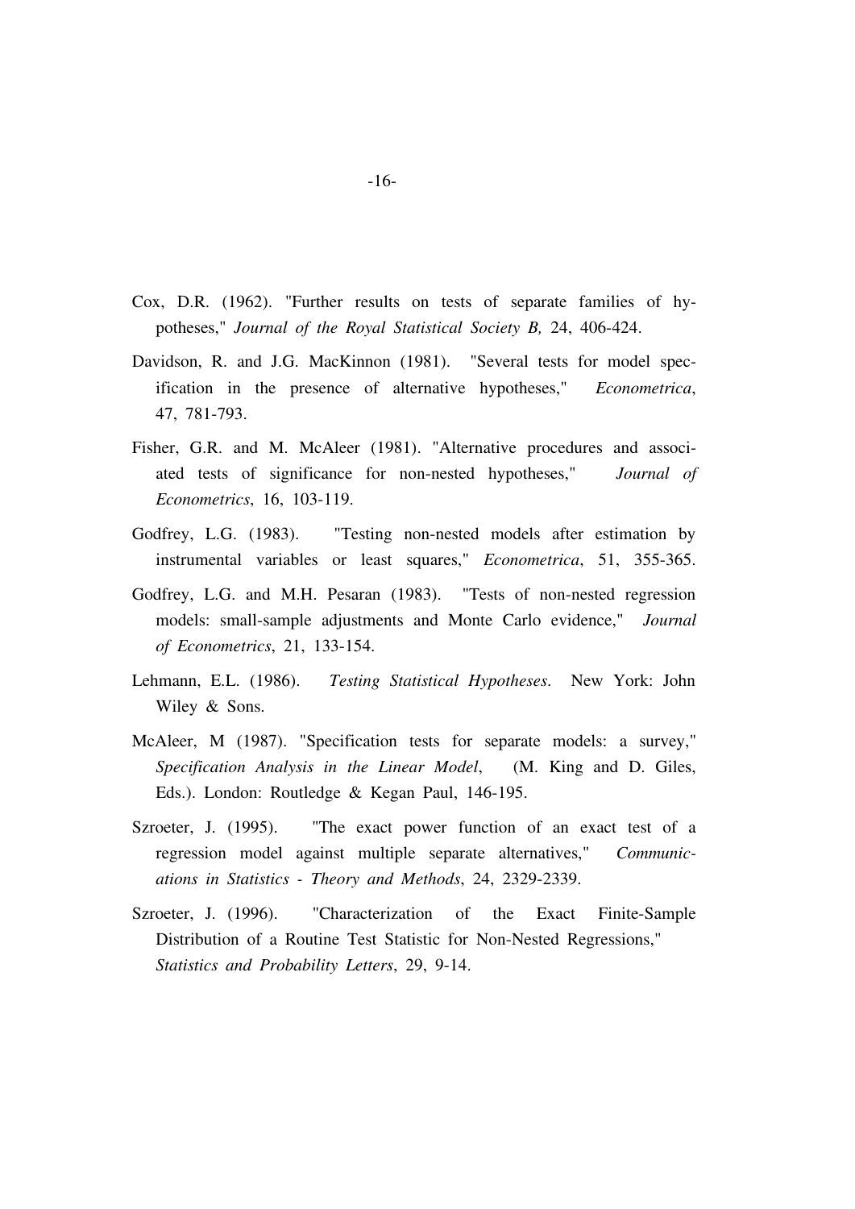Cox, D.R. (1962). "Further results on tests of separate families of hypotheses," *Journal of the Royal Statistical Society B,* 24, 406-424.

Davidson, R. and J.G. MacKinnon (1981). "Several tests for model specification in the presence of alternative hypotheses," *Econometrica*, 47, 781-793.

Fisher, G.R. and M. McAleer (1981). "Alternative procedures and associated tests of significance for non-nested hypotheses," *Journal of Econometrics*, 16, 103-119.

Godfrey, L.G. (1983). "Testing non-nested models after estimation by instrumental variables or least squares," *Econometrica*, 51, 355-365.

Godfrey, L.G. and M.H. Pesaran (1983). "Tests of non-nested regression models: small-sample adjustments and Monte Carlo evidence," *Journal of Econometrics*, 21, 133-154.

Lehmann, E.L. (1986). *Testing Statistical Hypotheses*. New York: John Wiley & Sons.

McAleer, M (1987). "Specification tests for separate models: a survey," *Specification Analysis in the Linear Model*, (M. King and D. Giles, Eds.). London: Routledge & Kegan Paul, 146-195.

Szroeter, J. (1995). "The exact power function of an exact test of a regression model against multiple separate alternatives," *Communications in Statistics - Theory and Methods*, 24, 2329-2339.

Szroeter, J. (1996). "Characterization of the Exact Finite-Sample Distribution of a Routine Test Statistic for Non-Nested Regressions," *Statistics and Probability Letters*, 29, 9-14.